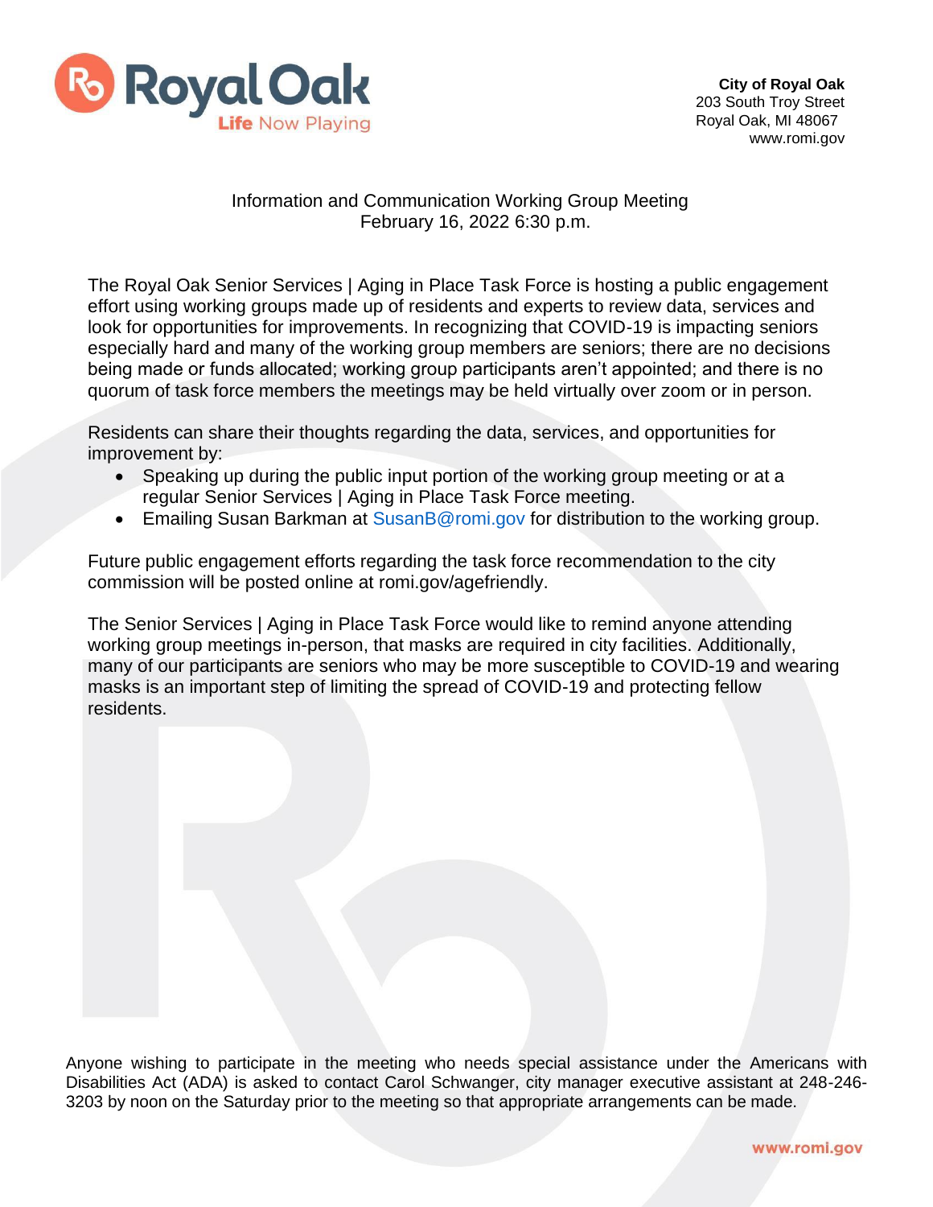**City of Royal Oak**
203 South Troy Street
Royal Oak, MI 48067
www.romi.gov

Information and Communication Working Group Meeting
February 16, 2022 6:30 p.m.

The Royal Oak Senior Services | Aging in Place Task Force is hosting a public engagement effort using working groups made up of residents and experts to review data, services and look for opportunities for improvements. In recognizing that COVID-19 is impacting seniors especially hard and many of the working group members are seniors; there are no decisions being made or funds allocated; working group participants aren't appointed; and there is no quorum of task force members the meetings may be held virtually over zoom or in person.

Residents can share their thoughts regarding the data, services, and opportunities for improvement by:

- Speaking up during the public input portion of the working group meeting or at a regular Senior Services | Aging in Place Task Force meeting.
- Emailing Susan Barkman at SusanB@romi.gov for distribution to the working group.

Future public engagement efforts regarding the task force recommendation to the city commission will be posted online at romi.gov/agefriendly.

The Senior Services | Aging in Place Task Force would like to remind anyone attending working group meetings in-person, that masks are required in city facilities. Additionally, many of our participants are seniors who may be more susceptible to COVID-19 and wearing masks is an important step of limiting the spread of COVID-19 and protecting fellow residents.

Anyone wishing to participate in the meeting who needs special assistance under the Americans with Disabilities Act (ADA) is asked to contact Carol Schwanger, city manager executive assistant at 248-246-3203 by noon on the Saturday prior to the meeting so that appropriate arrangements can be made.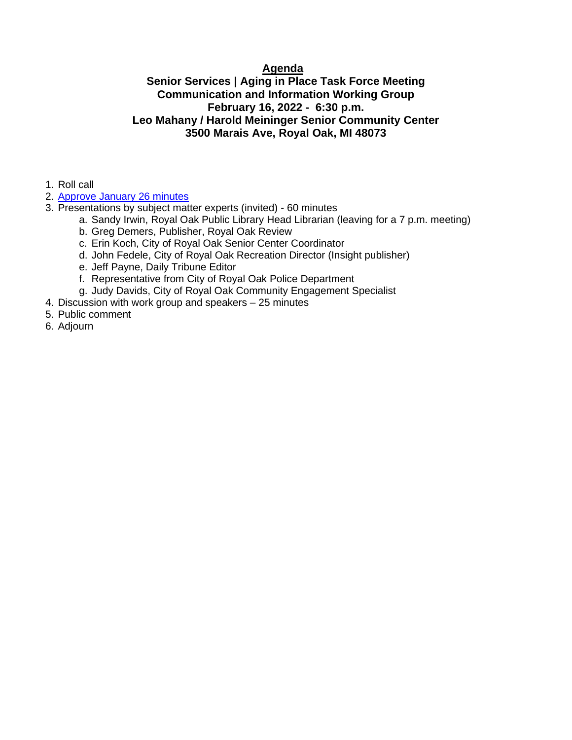# Agenda

**Senior Services | Aging in Place Task Force Meeting**
**Communication and Information Working Group**
**February 16, 2022 - 6:30 p.m.**
**Leo Mahany / Harold Meininger Senior Community Center**
**3500 Marais Ave, Royal Oak, MI 48073**

1. Roll call
2. Approve January 26 minutes
3. Presentations by subject matter experts (invited) - 60 minutes
   a. Sandy Irwin, Royal Oak Public Library Head Librarian (leaving for a 7 p.m. meeting)
   b. Greg Demers, Publisher, Royal Oak Review
   c. Erin Koch, City of Royal Oak Senior Center Coordinator
   d. John Fedele, City of Royal Oak Recreation Director (Insight publisher)
   e. Jeff Payne, Daily Tribune Editor
   f. Representative from City of Royal Oak Police Department
   g. Judy Davids, City of Royal Oak Community Engagement Specialist
4. Discussion with work group and speakers – 25 minutes
5. Public comment
6. Adjourn